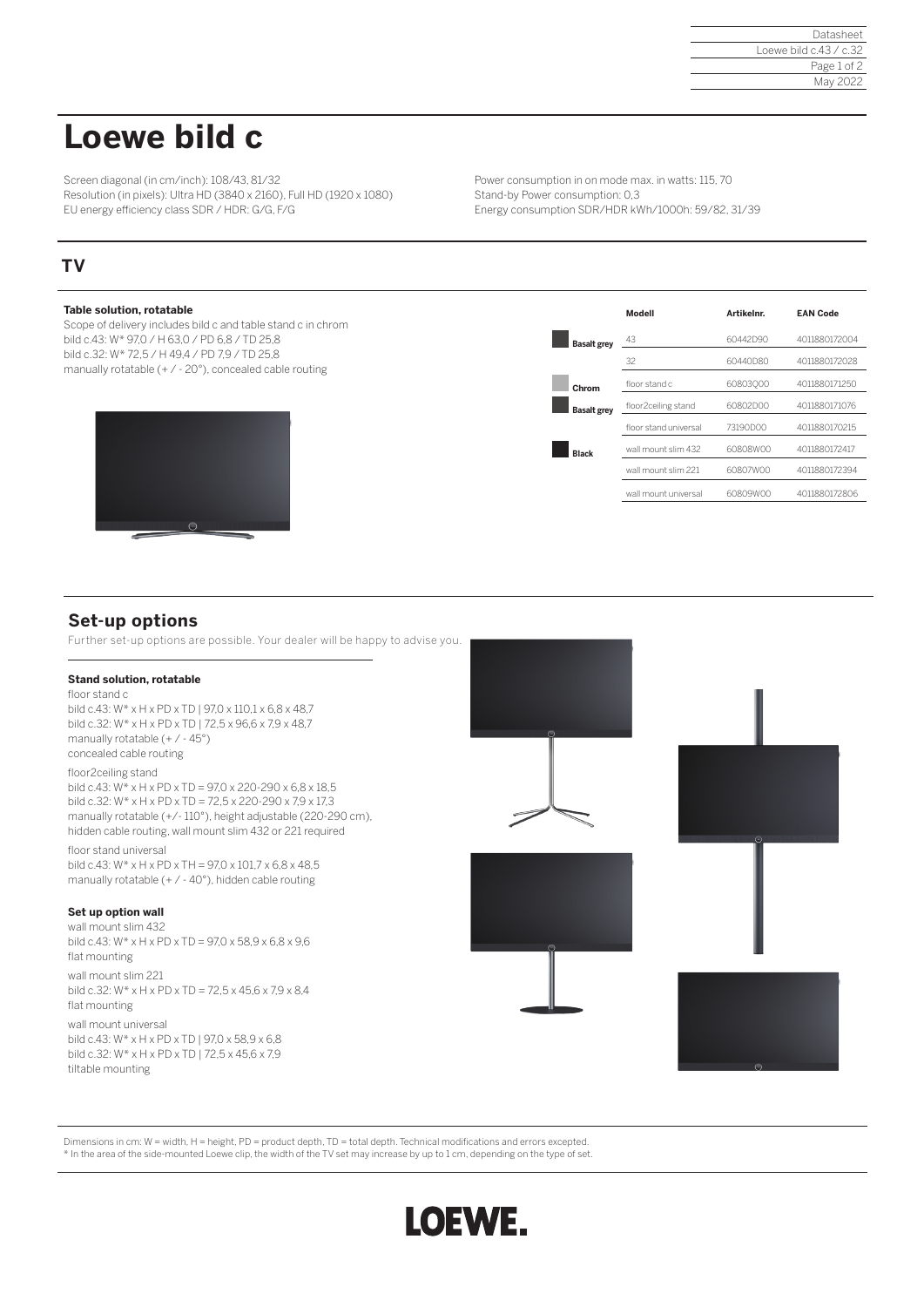# Loewe bild c

Screen diagonal (in cm/inch): 108/43, 81/32
Resolution (in pixels): Ultra HD (3840 x 2160), Full HD (1920 x 1080)
EU energy efficiency class SDR / HDR: G/G, F/G

Power consumption in on mode max. in watts: 115, 70
Stand-by Power consumption: 0,3
Energy consumption SDR/HDR kWh/1000h: 59/82, 31/39

## TV

**Table solution, rotatable**
Scope of delivery includes bild c and table stand c in chrom
bild c.43: W* 97,0 / H 63,0 / PD 6,8 / TD 25,8
bild c.32: W* 72,5 / H 49,4 / PD 7,9 / TD 25,8
manually rotatable (+ / - 20°), concealed cable routing

| | Modell | Artikelnr. | EAN Code |
|---|---|---|---|
| Basalt grey | 43 | 60442D90 | 4011880172004 |
| | 32 | 60440D80 | 4011880172028 |
| Chrom | floor stand c | 60803Q00 | 4011880171250 |
| Basalt grey | floor2ceiling stand | 60802D00 | 4011880171076 |
| | floor stand universal | 73190D00 | 4011880170215 |
| Black | wall mount slim 432 | 60808W00 | 4011880172417 |
| | wall mount slim 221 | 60807W00 | 4011880172394 |
| | wall mount universal | 60809W00 | 4011880172806 |

## Set-up options

Further set-up options are possible. Your dealer will be happy to advise you.

**Stand solution, rotatable**

floor stand c
bild c.43: W* x H x PD x TD | 97,0 x 110,1 x 6,8 x 48,7
bild c.32: W* x H x PD x TD | 72,5 x 96,6 x 7,9 x 48,7
manually rotatable (+ / - 45°)
concealed cable routing

floor2ceiling stand
bild c.43: W* x H x PD x TD = 97,0 x 220-290 x 6,8 x 18,5
bild c.32: W* x H x PD x TD = 72,5 x 220-290 x 7,9 x 17,3
manually rotatable (+/- 110°), height adjustable (220-290 cm),
hidden cable routing, wall mount slim 432 or 221 required

floor stand universal
bild c.43: W* x H x PD x TH = 97,0 x 101,7 x 6,8 x 48,5
manually rotatable (+ / - 40°), hidden cable routing

**Set up option wall**

wall mount slim 432
bild c.43: W* x H x PD x TD = 97,0 x 58,9 x 6,8 x 9,6
flat mounting

wall mount slim 221
bild c.32: W* x H x PD x TD = 72,5 x 45,6 x 7,9 x 8,4
flat mounting

wall mount universal
bild c.43: W* x H x PD x TD | 97,0 x 58,9 x 6,8
bild c.32: W* x H x PD x TD | 72,5 x 45,6 x 7,9
tiltable mounting

Dimensions in cm: W = width, H = height, PD = product depth, TD = total depth. Technical modifications and errors excepted.
* In the area of the side-mounted Loewe clip, the width of the TV set may increase by up to 1 cm, depending on the type of set.

LOEWE.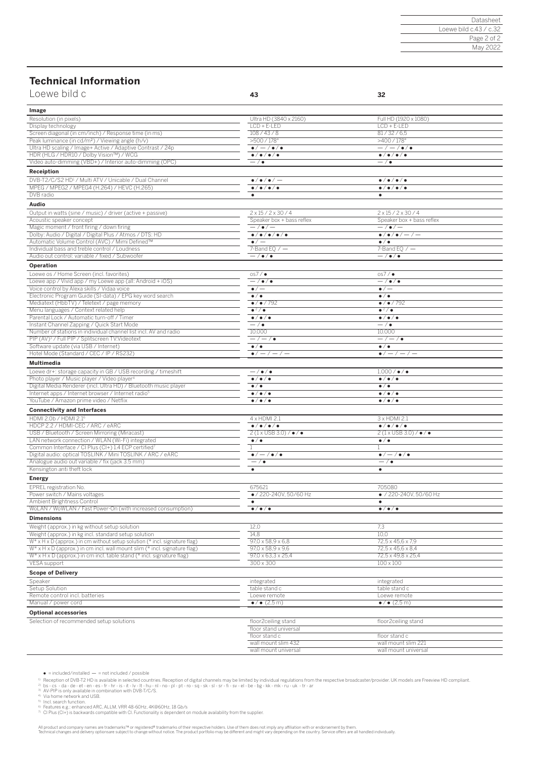## Technical Information

| Loewe bild c | 43 | 32 |
|---|---|---|
| **Image** | | |
| Resolution (in pixels) | Ultra HD (3840 x 2160) | Full HD (1920 x 1080) |
| Display technology | LCD + E-LED | LCD + E-LED |
| Screen diagonal (in cm/inch) / Response time (in ms) | 108 / 43 / 8 | 81 / 32 / 6,5 |
| Peak luminance (in cd/m²) / Viewing angle (h/v) | >500 / 178° | >400 / 178° |
| Ultra HD scaling / Image+ Active / Adaptive Contrast / 24p | ● / — / ● / ● | — / — / ● / ● |
| HDR (HLG / HDR10 / Dolby Vision™) / WCG | ● / ● / ● / ● | ● / ● / ● / ● |
| Video auto-dimming (VBD+) / Interior auto-dimming (OPC) | — / ● | — / ● |
| **Receiption** | | |
| DVB-T2/C/S2 HD[1] / Multi ATV / Unicable / Dual Channel | ● / ● / ● / — | ● / ● / ● / ● |
| MPEG / MPEG2 / MPEG4 (H.264) / HEVC (H.265) | ● / ● / ● / ● | ● / ● / ● / ● |
| DVB radio | ● | ● |
| **Audio** | | |
| Output in watts (sine / music) / driver (active + passive) | 2 x 15 / 2 x 30 / 4 | 2 x 15 / 2 x 30 / 4 |
| Acoustic speaker concept | Speaker box + bass reflex | Speaker box + bass reflex |
| Magic moment / front firing / down firing | — / ● / — | — / ● / — |
| Dolby: Audio / Digital / Digital Plus / Atmos / DTS: HD | ● / ● / ● / ● / ● | ● / ● / ● / — / — |
| Automatic Volume Control (AVC) / Mimi Defined™ | ● / — | ● / ● |
| Individual bass and treble control / Loudness | 7-Band EQ / — | 7-Band EQ / — |
| Audio out control: variable / fixed / Subwoofer | — / ● / ● | — / ● / ● |
| **Operation** | | |
| Loewe os / Home Screen (incl. favorites) | os7 / ● | os7 / ● |
| Loewe app / Vivid app / my Loewe app (all: Android + iOS) | — / ● / ● | — / ● / ● |
| Voice control by Alexa skills / Vidaa voice | ● / — | ● / — |
| Electronic Program Guide (SI-data) / EPG key word search | ● / ● | ● / ● |
| Mediatext (HbbTV) / Teletext / page memory | ● / ● / 792 | ● / ● / 792 |
| Menu languages / Context related help | ●[2] / ● | ●[2] / ● |
| Parental Lock / Automatic turn-off / Timer | ● / ● / ● | ● / ● / ● |
| Instant Channel Zapping / Quick Start Mode | — / ● | — / ● |
| Number of stations in individual channel list incl. AV and radio | 10.000 | 10.000 |
| PIP (AV)[3] / Full PIP / Splitscreen TV:Videotext | — / — / ● | — / — / ● |
| Software update (via USB / Internet) | ● / ● | ● / ● |
| Hotel Mode (Standard / CEC / IP / RS232) | ● / — / — / — | ● / — / — / — |
| **Multimedia** | | |
| Loewe dr+: storage capacity in GB / USB recording / timeshift | — / ● / ● | 1.000 / ● / ● |
| Photo player / Music player / Video player[4] | ● / ● / ● | ● / ● / ● |
| Digital Media Renderer (incl. Ultra HD) / Bluetooth music player | ● / ● | ● / ● |
| Internet apps / Internet browser / Internet radio[5] | ● / ● / ● | ● / ● / ● |
| YouTube / Amazon prime video / Netflix | ● / ● / ● | ● / ● / ● |
| **Connectivity and Interfaces** | | |
| HDMI 2.0b / HDMI 2.1[6] | 4 x HDMI 2.1 | 3 x HDMI 2.1 |
| HDCP 2.2 / HDMI-CEC / ARC / eARC | ● / ● / ● / ● | ● / ● / ● / ● |
| USB / Bluetooth / Screen Mirroring (Miracast) | 2 (1 x USB 3.0) / ● / ● | 2 (1 x USB 3.0) / ● / ● |
| LAN network connection / WLAN (Wi-Fi) integrated | ● / ● | ● / ● |
| Common Interface / CI Plus (CI+) 1.4 ECP certified[7] | 1 | 1 |
| Digital audio: optical TOSLINK / Mini TOSLINK / ARC / eARC | ● / — / ● / ● | ● / — / ● / ● |
| Analogue audio out variable / fix (jack 3.5 mm) | — / ● | — / ● |
| Kensington anti theft lock | ● | ● |
| **Energy** | | |
| EPREL registration No. | 675621 | 705080 |
| Power switch / Mains voltages | ● / 220-240V, 50/60 Hz | ● / 220-240V, 50/60 Hz |
| Ambient Brightness Control | ● | ● |
| WoLAN / WoWLAN / Fast Power-On (with increased consumption) | ● / ● / ● | ● / ● / ● |
| **Dimensions** | | |
| Weight (approx.) in kg without setup solution | 12,0 | 7,3 |
| Weight (approx.) in kg incl. standard setup solution | 14,8 | 10,0 |
| W* x H x D (approx.) in cm without setup solution (* incl. signature flag) | 97,0 x 58,9 x 6,8 | 72,5 x 45,6 x 7,9 |
| W* x H x D (approx.) in cm incl. wall mount slim (* incl. signature flag) | 97,0 x 58,9 x 9,6 | 72,5 x 45,6 x 8,4 |
| W* x H x D (approx.) in cm incl. table stand (* incl. signature flag) | 97,0 x 63,3 x 25,4 | 72,5 x 49,8 x 25,4 |
| VESA support | 300 x 300 | 100 x 100 |
| **Scope of Delivery** | | |
| Speaker | integrated | integrated |
| Setup Solution | table stand c | table stand c |
| Remote control incl. batteries | Loewe remote | Loewe remote |
| Manual / power cord | ● / ● (2,5 m) | ● / ● (2,5 m) |
| **Optional accessories** | | |
| Selection of recommended setup solutions | floor2ceiling stand | floor2ceiling stand |
| | floor stand universal | |
| | floor stand c | floor stand c |
| | wall mount slim 432 | wall mount slim 221 |
| | wall mount universal | wall mount universal |

● = included/installed — = not included / possible

1) Reception of DVB-T2 HD is available in selected countries. Reception of digital channels may be limited by individual regulations from the respective broadcaster/provider. UK models are Freeview HD compliant.
2) bs - cs - da - de - et - en - es - fr - hr - is - it - lv - lt - hu - nl - no - pl - pt - ro - sq - sk - sl - sr - fi - sv - el - be - bg - kk - mk - ru - uk - tr - ar
3) AV-PIP is only available in combination with DVB-T/C/S.
4) Via home network and USB.
5) Incl. search function.
6) Features e.g.: enhanced ARC, ALLM, VRR 48-60Hz, 4K@60Hz, 18 Gb/s
7) CI Plus (CI+) is backwards compatible with CI. Functionality is dependent on module availability from the supplier.

All product and company names are trademarks™ or registered® trademarks of their respective holders. Use of them does not imply any affiliation with or endorsement by them.
Technical changes and delivery optionsare subject to change without notice. The product portfolio may be different and might vary depending on the country. Service offers are all handled individually.